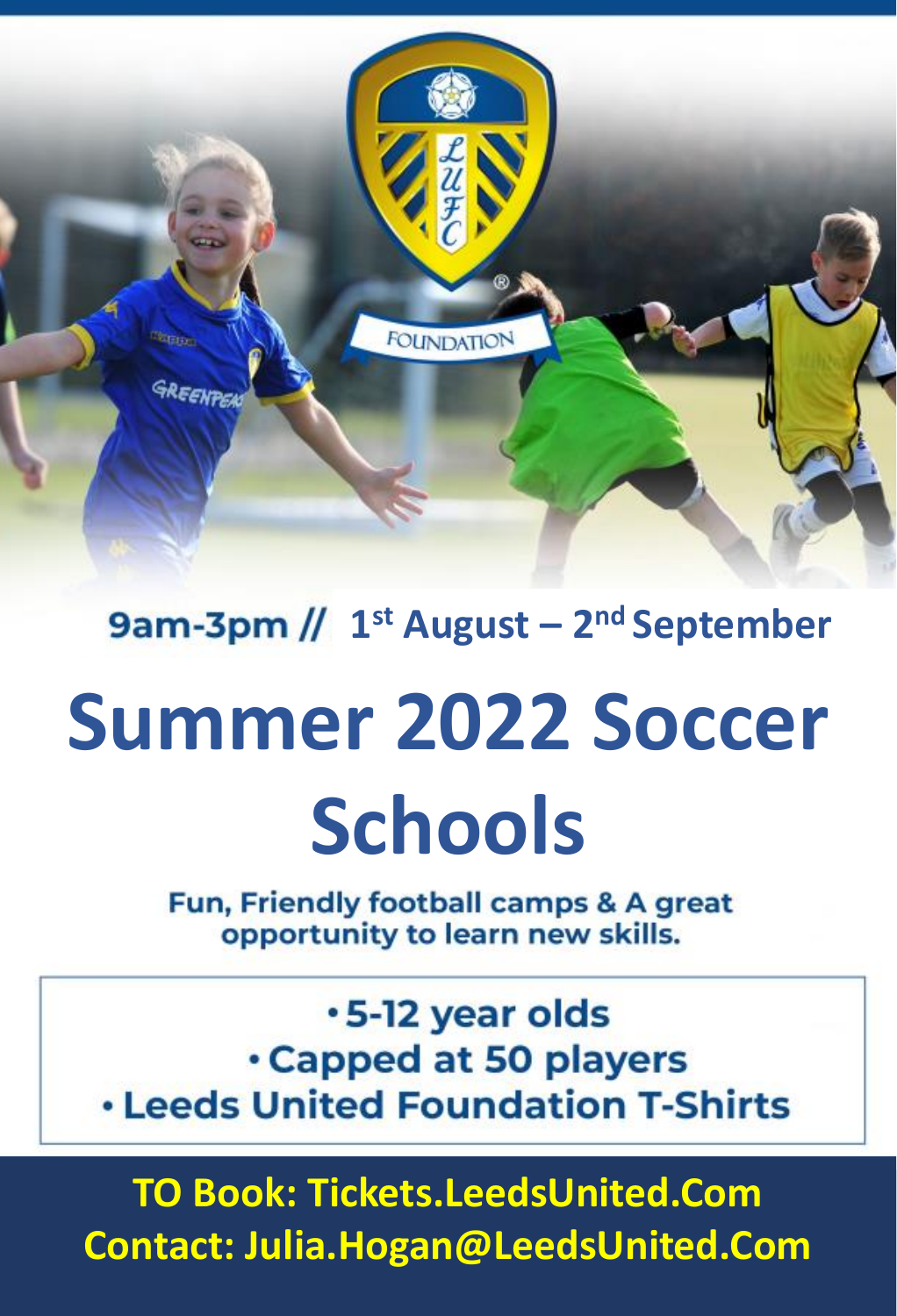9am-3pm // 1st August – 2nd September

# Summer 2022 Soccer Schools

**Fun, Friendly football camps & A great opportunity to learn new skills.**

- 5-12 year olds
- Capped at 50 players
- Leeds United Foundation T-Shirts

**TO Book: Tickets.LeedsUnited.Com**
**Contact: Julia.Hogan@LeedsUnited.Com**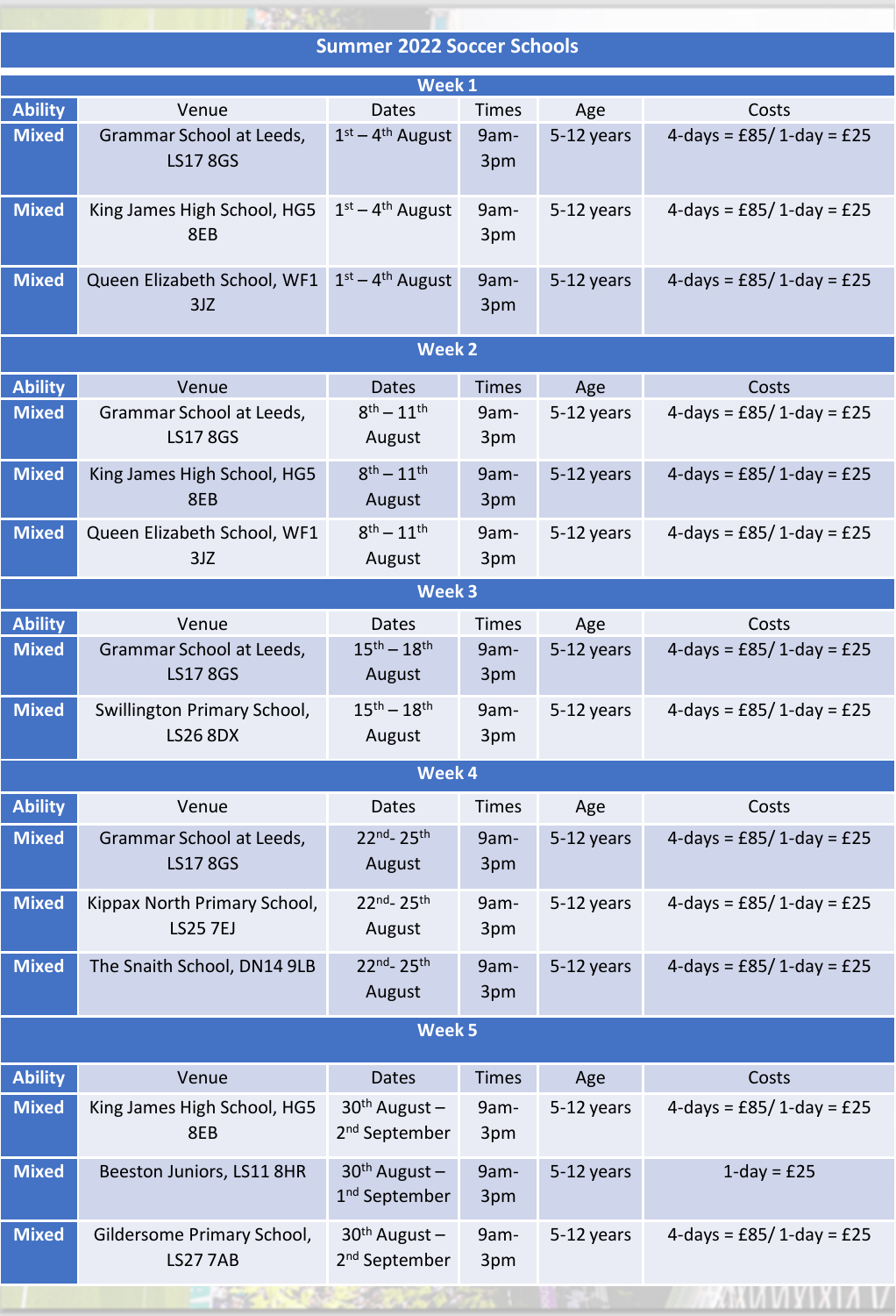# Summer 2022 Soccer Schools

## Week 1

| Ability | Venue | Dates | Times | Age | Costs |
|---|---|---|---|---|---|
| Mixed | Grammar School at Leeds, LS17 8GS | 1st – 4th August | 9am-3pm | 5-12 years | 4-days = £85/ 1-day = £25 |
| Mixed | King James High School, HG5 8EB | 1st – 4th August | 9am-3pm | 5-12 years | 4-days = £85/ 1-day = £25 |
| Mixed | Queen Elizabeth School, WF1 3JZ | 1st – 4th August | 9am-3pm | 5-12 years | 4-days = £85/ 1-day = £25 |

## Week 2

| Ability | Venue | Dates | Times | Age | Costs |
|---|---|---|---|---|---|
| Mixed | Grammar School at Leeds, LS17 8GS | 8th – 11th August | 9am-3pm | 5-12 years | 4-days = £85/ 1-day = £25 |
| Mixed | King James High School, HG5 8EB | 8th – 11th August | 9am-3pm | 5-12 years | 4-days = £85/ 1-day = £25 |
| Mixed | Queen Elizabeth School, WF1 3JZ | 8th – 11th August | 9am-3pm | 5-12 years | 4-days = £85/ 1-day = £25 |

## Week 3

| Ability | Venue | Dates | Times | Age | Costs |
|---|---|---|---|---|---|
| Mixed | Grammar School at Leeds, LS17 8GS | 15th – 18th August | 9am-3pm | 5-12 years | 4-days = £85/ 1-day = £25 |
| Mixed | Swillington Primary School, LS26 8DX | 15th – 18th August | 9am-3pm | 5-12 years | 4-days = £85/ 1-day = £25 |

## Week 4

| Ability | Venue | Dates | Times | Age | Costs |
|---|---|---|---|---|---|
| Mixed | Grammar School at Leeds, LS17 8GS | 22nd- 25th August | 9am-3pm | 5-12 years | 4-days = £85/ 1-day = £25 |
| Mixed | Kippax North Primary School, LS25 7EJ | 22nd- 25th August | 9am-3pm | 5-12 years | 4-days = £85/ 1-day = £25 |
| Mixed | The Snaith School, DN14 9LB | 22nd- 25th August | 9am-3pm | 5-12 years | 4-days = £85/ 1-day = £25 |

## Week 5

| Ability | Venue | Dates | Times | Age | Costs |
|---|---|---|---|---|---|
| Mixed | King James High School, HG5 8EB | 30th August – 2nd September | 9am-3pm | 5-12 years | 4-days = £85/ 1-day = £25 |
| Mixed | Beeston Juniors, LS11 8HR | 30th August – 1nd September | 9am-3pm | 5-12 years | 1-day = £25 |
| Mixed | Gildersome Primary School, LS27 7AB | 30th August – 2nd September | 9am-3pm | 5-12 years | 4-days = £85/ 1-day = £25 |